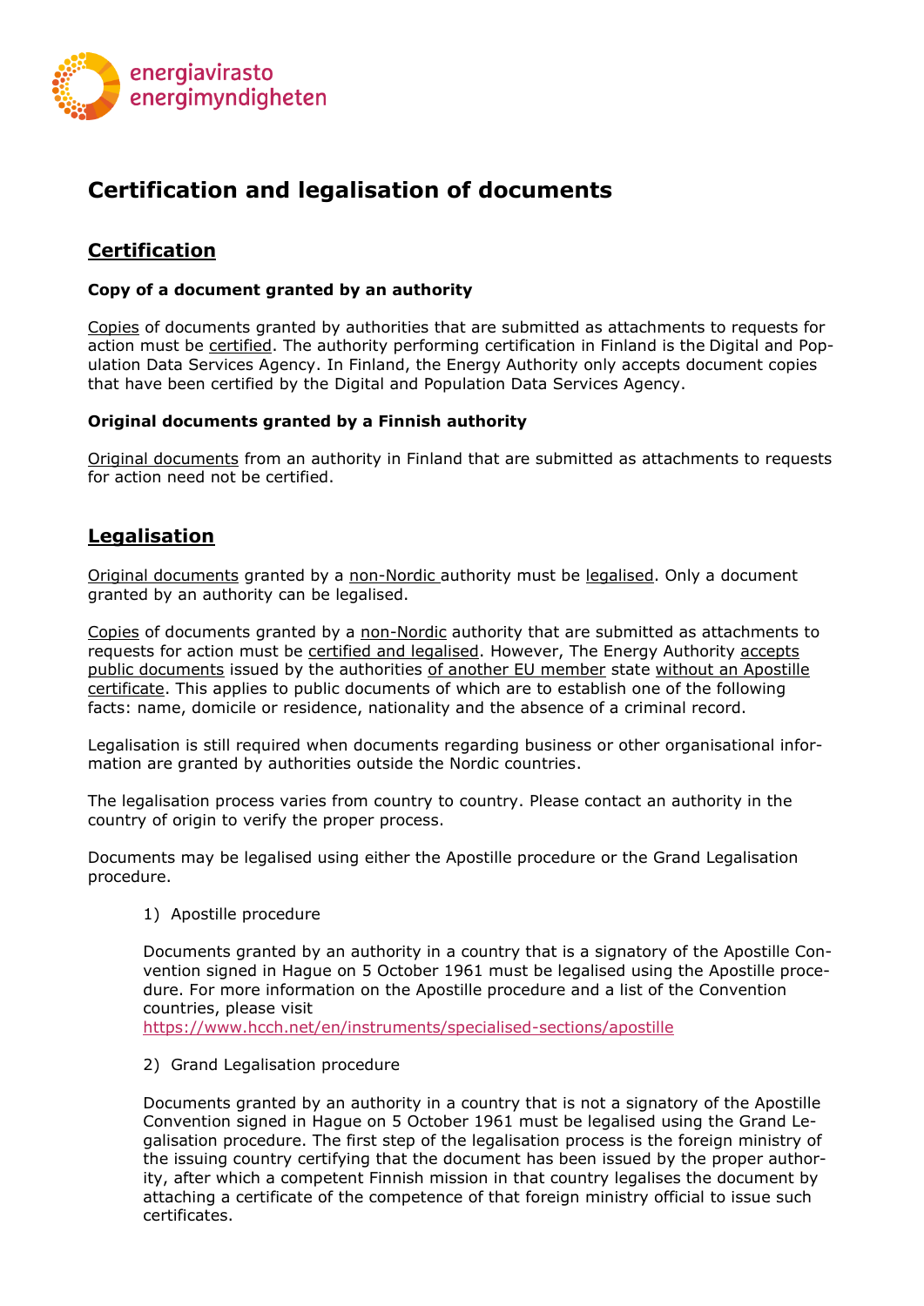energiavirasto
energimyndigheten

# Certification and legalisation of documents

## Certification

### Copy of a document granted by an authority

Copies of documents granted by authorities that are submitted as attachments to requests for action must be certified. The authority performing certification in Finland is the Digital and Population Data Services Agency. In Finland, the Energy Authority only accepts document copies that have been certified by the Digital and Population Data Services Agency.

### Original documents granted by a Finnish authority

Original documents from an authority in Finland that are submitted as attachments to requests for action need not be certified.

## Legalisation

Original documents granted by a non-Nordic authority must be legalised. Only a document granted by an authority can be legalised.

Copies of documents granted by a non-Nordic authority that are submitted as attachments to requests for action must be certified and legalised. However, The Energy Authority accepts public documents issued by the authorities of another EU member state without an Apostille certificate. This applies to public documents of which are to establish one of the following facts: name, domicile or residence, nationality and the absence of a criminal record.

Legalisation is still required when documents regarding business or other organisational information are granted by authorities outside the Nordic countries.

The legalisation process varies from country to country. Please contact an authority in the country of origin to verify the proper process.

Documents may be legalised using either the Apostille procedure or the Grand Legalisation procedure.

1) Apostille procedure

   Documents granted by an authority in a country that is a signatory of the Apostille Convention signed in Hague on 5 October 1961 must be legalised using the Apostille procedure. For more information on the Apostille procedure and a list of the Convention countries, please visit
   https://www.hcch.net/en/instruments/specialised-sections/apostille

2) Grand Legalisation procedure

   Documents granted by an authority in a country that is not a signatory of the Apostille Convention signed in Hague on 5 October 1961 must be legalised using the Grand Legalisation procedure. The first step of the legalisation process is the foreign ministry of the issuing country certifying that the document has been issued by the proper authority, after which a competent Finnish mission in that country legalises the document by attaching a certificate of the competence of that foreign ministry official to issue such certificates.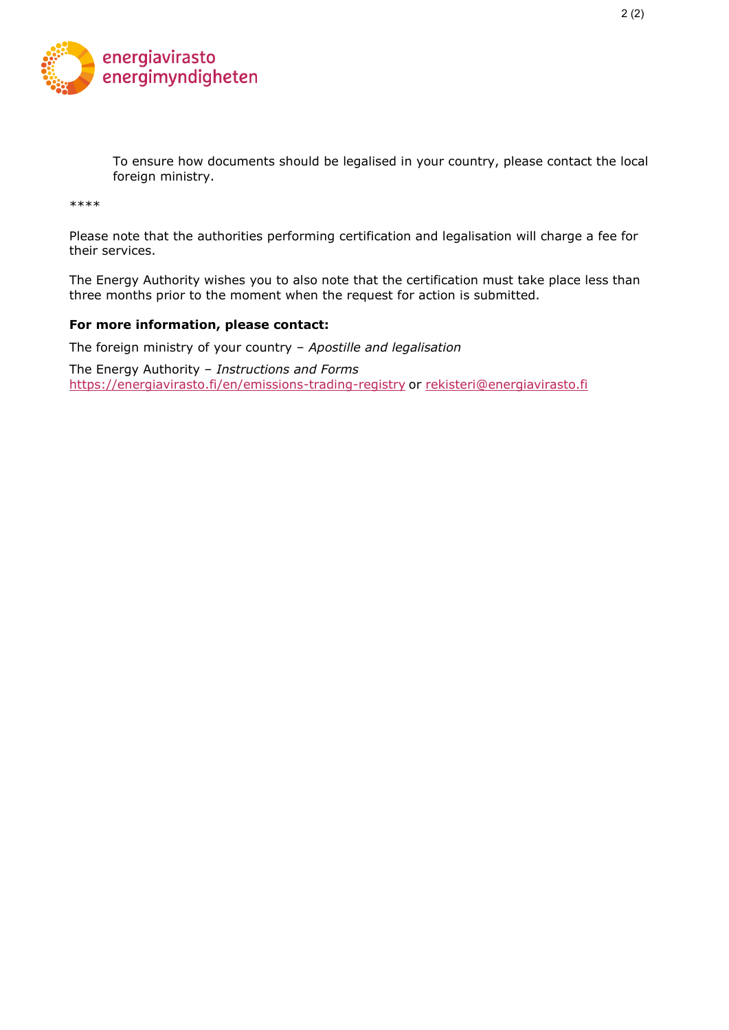To ensure how documents should be legalised in your country, please contact the local foreign ministry.

****

Please note that the authorities performing certification and legalisation will charge a fee for their services.

The Energy Authority wishes you to also note that the certification must take place less than three months prior to the moment when the request for action is submitted.

**For more information, please contact:**

The foreign ministry of your country – *Apostille and legalisation*

The Energy Authority – *Instructions and Forms*
https://energiavirasto.fi/en/emissions-trading-registry or rekisteri@energiavirasto.fi